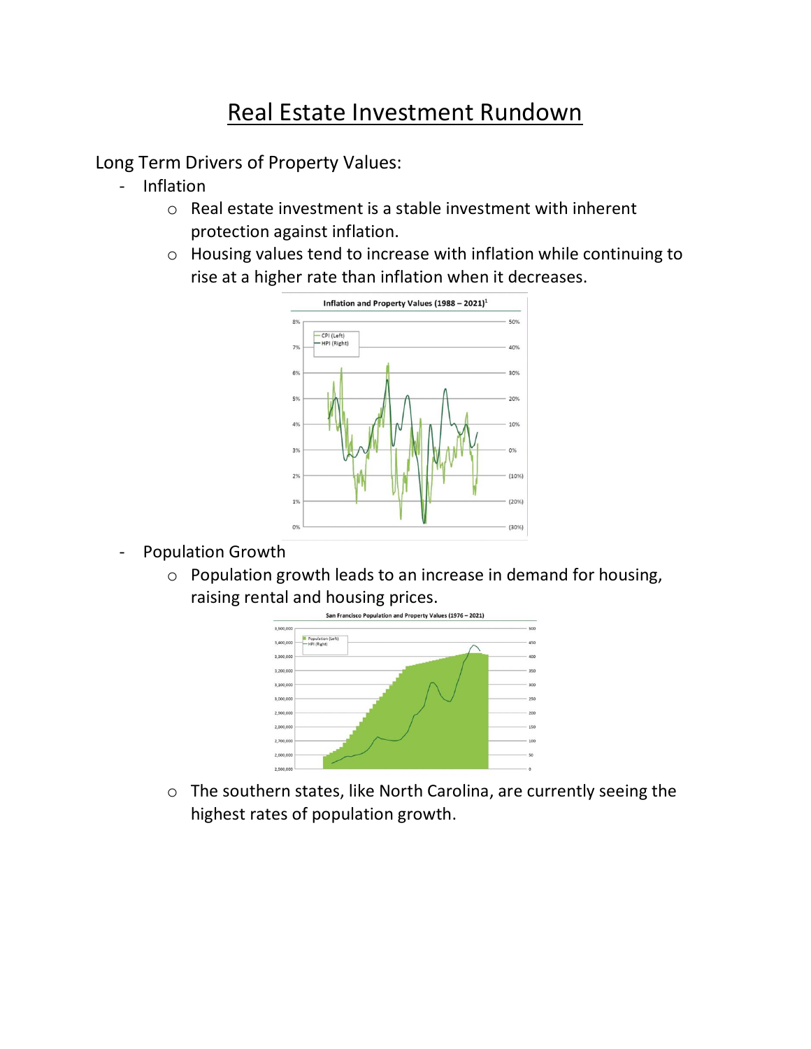# Real Estate Investment Rundown

Long Term Drivers of Property Values:

- Inflation
  - Real estate investment is a stable investment with inherent protection against inflation.
  - Housing values tend to increase with inflation while continuing to rise at a higher rate than inflation when it decreases.

Inflation and Property Values (1988 – 2021)[1]

- Population Growth
  - Population growth leads to an increase in demand for housing, raising rental and housing prices.

San Francisco Population and Property Values (1976 – 2021)

  - The southern states, like North Carolina, are currently seeing the highest rates of population growth.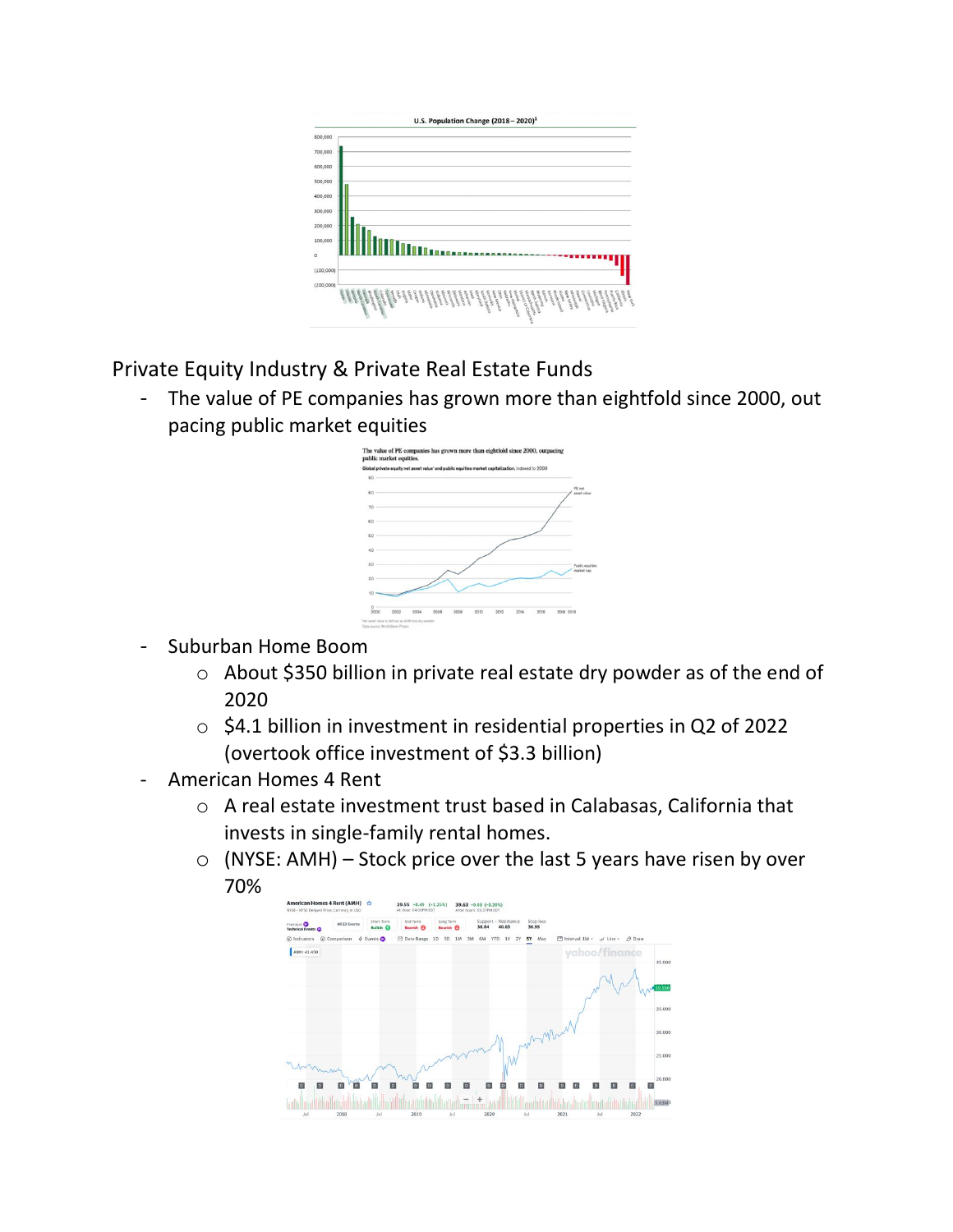Private Equity Industry & Private Real Estate Funds

- The value of PE companies has grown more than eightfold since 2000, out pacing public market equities
- Suburban Home Boom
    - About $350 billion in private real estate dry powder as of the end of 2020
    - $4.1 billion in investment in residential properties in Q2 of 2022 (overtook office investment of $3.3 billion)
- American Homes 4 Rent
    - A real estate investment trust based in Calabasas, California that invests in single-family rental homes.
    - (NYSE: AMH) – Stock price over the last 5 years have risen by over 70%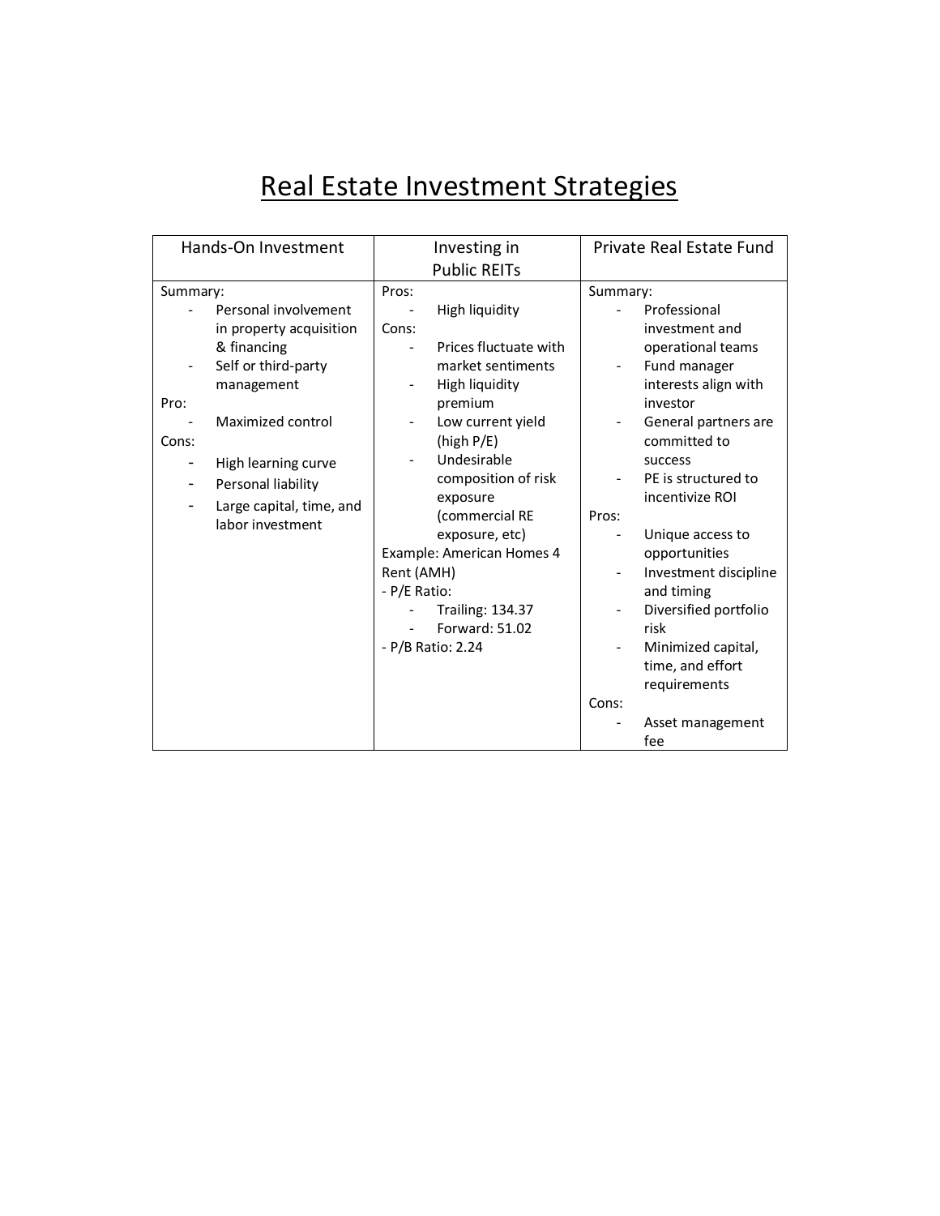# Real Estate Investment Strategies

| Hands-On Investment | Investing in Public REITs | Private Real Estate Fund |
|---|---|---|
| Summary:<br>- Personal involvement in property acquisition & financing<br>- Self or third-party management<br>Pro:<br>- Maximized control<br>Cons:<br>- High learning curve<br>- Personal liability<br>- Large capital, time, and labor investment | Pros:<br>- High liquidity<br>Cons:<br>- Prices fluctuate with market sentiments<br>- High liquidity premium<br>- Low current yield (high P/E)<br>- Undesirable composition of risk exposure (commercial RE exposure, etc)<br>Example: American Homes 4 Rent (AMH)<br>- P/E Ratio:<br>- Trailing: 134.37<br>- Forward: 51.02<br>- P/B Ratio: 2.24 | Summary:<br>- Professional investment and operational teams<br>- Fund manager interests align with investor<br>- General partners are committed to success<br>- PE is structured to incentivize ROI<br>Pros:<br>- Unique access to opportunities<br>- Investment discipline and timing<br>- Diversified portfolio risk<br>- Minimized capital, time, and effort requirements<br>Cons:<br>- Asset management fee |